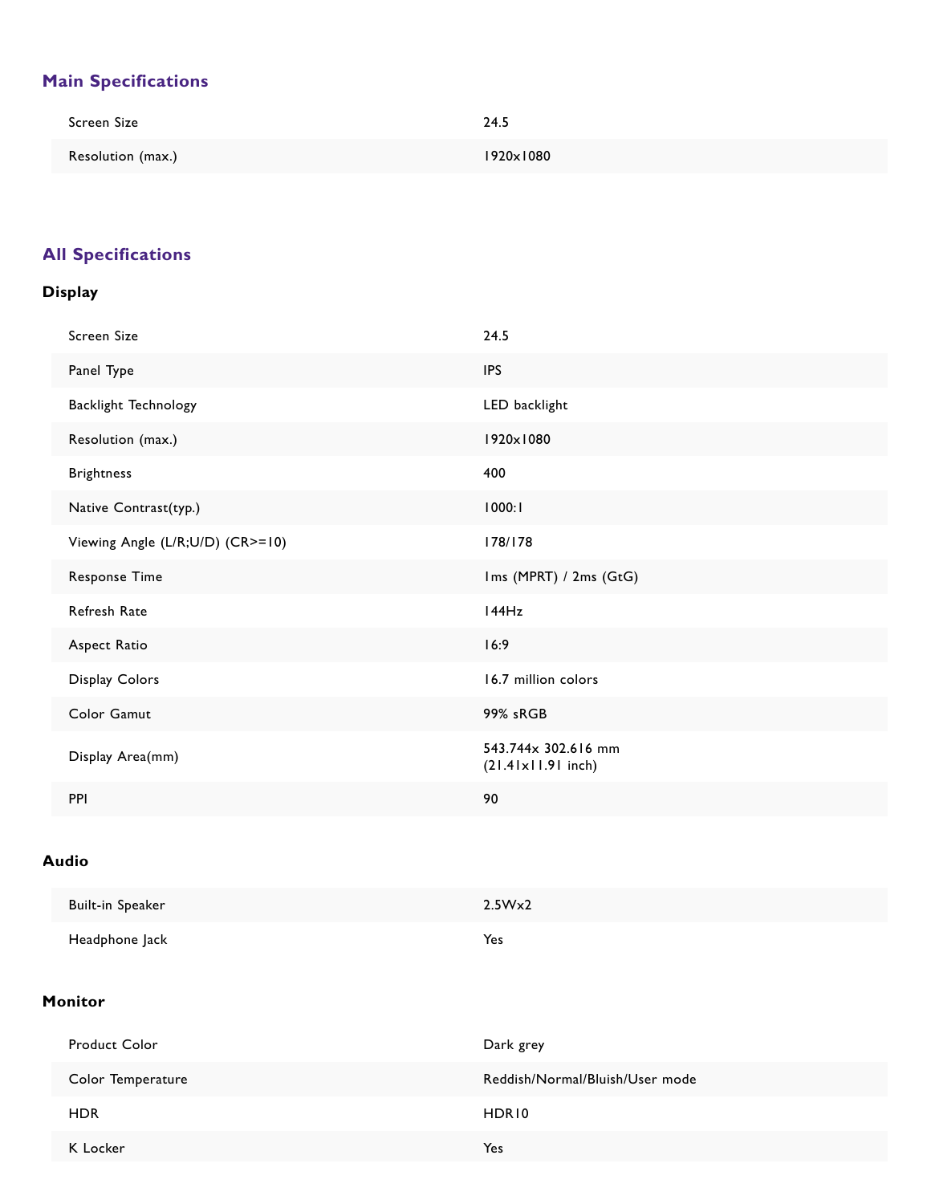## Main Specifications

| | |
|---|---|
| Screen Size | 24.5 |
| Resolution (max.) | 1920x1080 |

## All Specifications

### Display

| | |
|---|---|
| Screen Size | 24.5 |
| Panel Type | IPS |
| Backlight Technology | LED backlight |
| Resolution (max.) | 1920x1080 |
| Brightness | 400 |
| Native Contrast(typ.) | 1000:1 |
| Viewing Angle (L/R;U/D) (CR>=10) | 178/178 |
| Response Time | 1ms (MPRT) / 2ms (GtG) |
| Refresh Rate | 144Hz |
| Aspect Ratio | 16:9 |
| Display Colors | 16.7 million colors |
| Color Gamut | 99% sRGB |
| Display Area(mm) | 543.744x 302.616 mm (21.41x11.91 inch) |
| PPI | 90 |

### Audio

| | |
|---|---|
| Built-in Speaker | 2.5Wx2 |
| Headphone Jack | Yes |

### Monitor

| | |
|---|---|
| Product Color | Dark grey |
| Color Temperature | Reddish/Normal/Bluish/User mode |
| HDR | HDR10 |
| K Locker | Yes |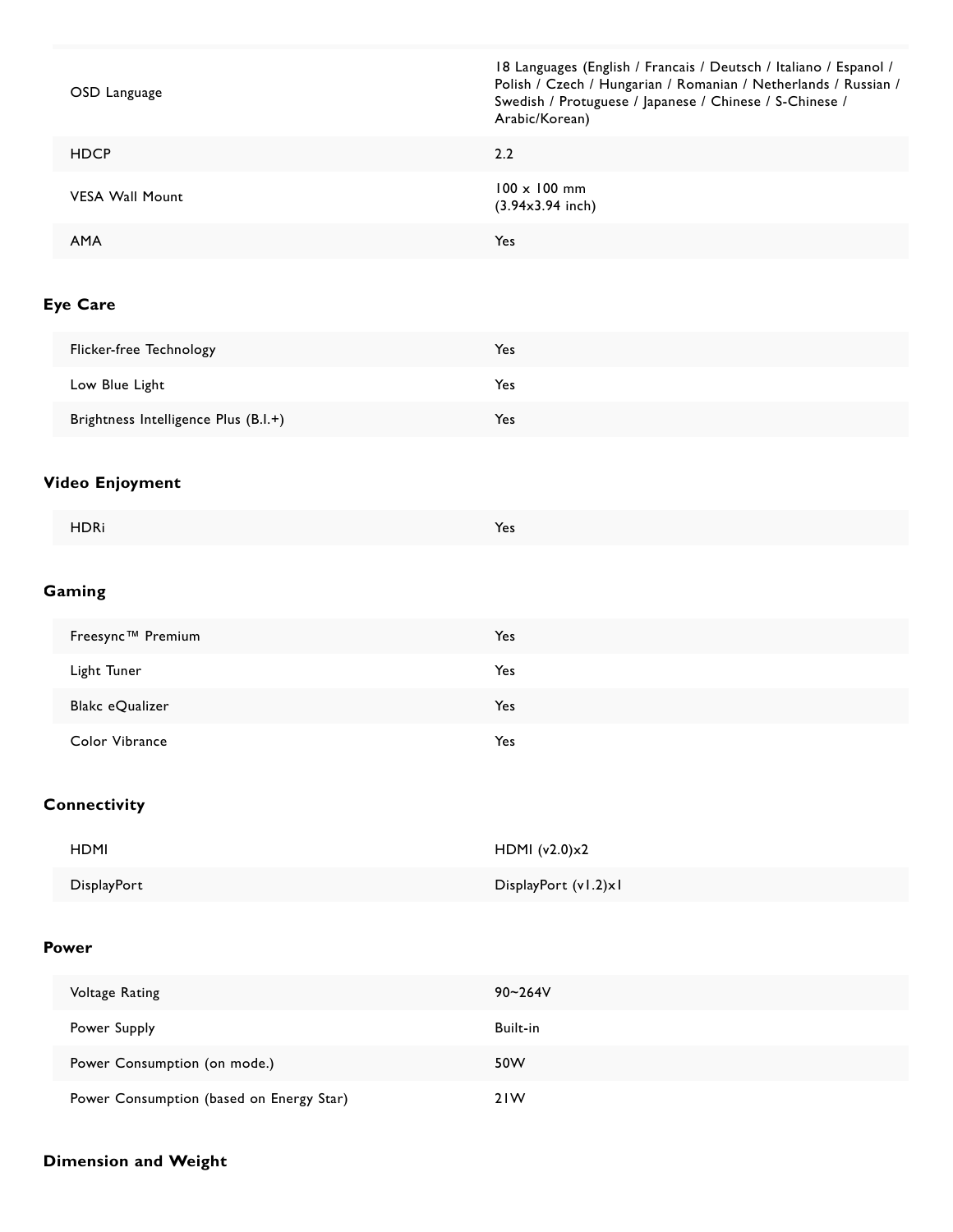| | |
|---|---|
| OSD Language | 18 Languages (English / Francais / Deutsch / Italiano / Espanol / Polish / Czech / Hungarian / Romanian / Netherlands / Russian / Swedish / Protuguese / Japanese / Chinese / S-Chinese / Arabic/Korean) |
| HDCP | 2.2 |
| VESA Wall Mount | 100 x 100 mm (3.94x3.94 inch) |
| AMA | Yes |

## Eye Care

| | |
|---|---|
| Flicker-free Technology | Yes |
| Low Blue Light | Yes |
| Brightness Intelligence Plus (B.I.+) | Yes |

## Video Enjoyment

| | |
|---|---|
| HDRi | Yes |

## Gaming

| | |
|---|---|
| Freesync™ Premium | Yes |
| Light Tuner | Yes |
| Blakc eQualizer | Yes |
| Color Vibrance | Yes |

## Connectivity

| | |
|---|---|
| HDMI | HDMI (v2.0)x2 |
| DisplayPort | DisplayPort (v1.2)x1 |

## Power

| | |
|---|---|
| Voltage Rating | 90~264V |
| Power Supply | Built-in |
| Power Consumption (on mode.) | 50W |
| Power Consumption (based on Energy Star) | 21W |

## Dimension and Weight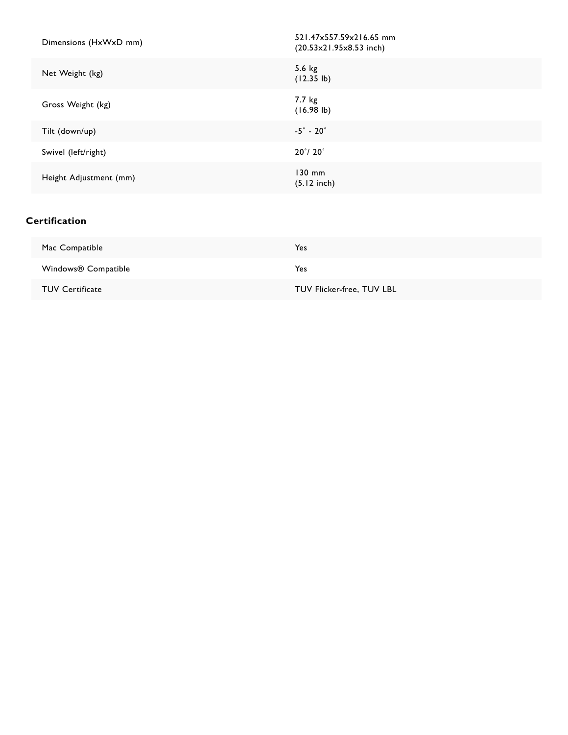| | |
|---|---|
| Dimensions (HxWxD mm) | 521.47x557.59x216.65 mm<br>(20.53x21.95x8.53 inch) |
| Net Weight (kg) | 5.6 kg<br>(12.35 lb) |
| Gross Weight (kg) | 7.7 kg<br>(16.98 lb) |
| Tilt (down/up) | -5˚ - 20˚ |
| Swivel (left/right) | 20˚/ 20˚ |
| Height Adjustment (mm) | 130 mm<br>(5.12 inch) |

**Certification**

| | |
|---|---|
| Mac Compatible | Yes |
| Windows® Compatible | Yes |
| TUV Certificate | TUV Flicker-free, TUV LBL |